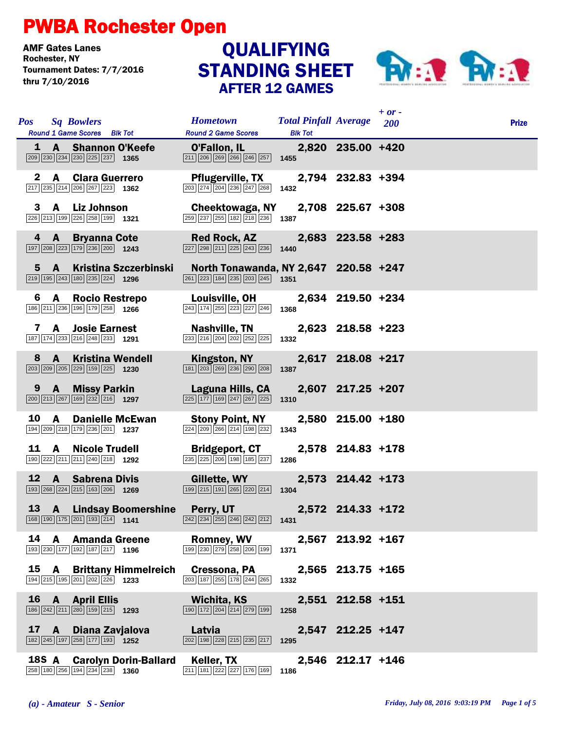# PWBA Rochester Open

**AMF Gates Lanes**
**Rochester, NY**
**Tournament Dates: 7/7/2016 thru 7/10/2016**

## QUALIFYING STANDING SHEET
### AFTER 12 GAMES

| Pos | Sq | Bowlers | Round 1 Game Scores | Blk Tot | Hometown | Round 2 Game Scores | Blk Tot | Total Pinfall | Average | + or - 200 | Prize |
|---|---|---|---|---|---|---|---|---|---|---|---|
| 1 | A | Shannon O'Keefe | 209 230 234 230 225 237 | 1365 | O'Fallon, IL | 211 206 269 266 246 257 | 1455 | 2,820 | 235.00 | +420 | |
| 2 | A | Clara Guerrero | 217 235 214 206 267 223 | 1362 | Pflugerville, TX | 203 274 204 236 247 268 | 1432 | 2,794 | 232.83 | +394 | |
| 3 | A | Liz Johnson | 226 213 199 226 258 199 | 1321 | Cheektowaga, NY | 259 237 255 182 218 236 | 1387 | 2,708 | 225.67 | +308 | |
| 4 | A | Bryanna Cote | 197 208 223 179 236 200 | 1243 | Red Rock, AZ | 227 298 211 225 243 236 | 1440 | 2,683 | 223.58 | +283 | |
| 5 | A | Kristina Szczerbinski | 219 195 243 180 235 224 | 1296 | North Tonawanda, NY | 261 223 184 235 203 245 | 1351 | 2,647 | 220.58 | +247 | |
| 6 | A | Rocio Restrepo | 186 211 236 196 179 258 | 1266 | Louisville, OH | 243 174 255 223 227 246 | 1368 | 2,634 | 219.50 | +234 | |
| 7 | A | Josie Earnest | 187 174 233 216 248 233 | 1291 | Nashville, TN | 233 216 204 202 252 225 | 1332 | 2,623 | 218.58 | +223 | |
| 8 | A | Kristina Wendell | 203 209 205 229 159 225 | 1230 | Kingston, NY | 181 203 269 236 290 208 | 1387 | 2,617 | 218.08 | +217 | |
| 9 | A | Missy Parkin | 200 213 267 169 232 216 | 1297 | Laguna Hills, CA | 225 177 169 247 267 225 | 1310 | 2,607 | 217.25 | +207 | |
| 10 | A | Danielle McEwan | 194 209 218 179 236 201 | 1237 | Stony Point, NY | 224 209 266 214 198 232 | 1343 | 2,580 | 215.00 | +180 | |
| 11 | A | Nicole Trudell | 190 222 211 211 240 218 | 1292 | Bridgeport, CT | 235 225 206 198 185 237 | 1286 | 2,578 | 214.83 | +178 | |
| 12 | A | Sabrena Divis | 193 268 224 215 163 206 | 1269 | Gillette, WY | 199 215 191 265 220 214 | 1304 | 2,573 | 214.42 | +173 | |
| 13 | A | Lindsay Boomershine | 168 190 175 201 193 214 | 1141 | Perry, UT | 242 234 255 246 242 212 | 1431 | 2,572 | 214.33 | +172 | |
| 14 | A | Amanda Greene | 193 230 177 192 187 217 | 1196 | Romney, WV | 199 230 279 258 206 199 | 1371 | 2,567 | 213.92 | +167 | |
| 15 | A | Brittany Himmelreich | 194 215 195 201 202 226 | 1233 | Cressona, PA | 203 187 255 178 244 265 | 1332 | 2,565 | 213.75 | +165 | |
| 16 | A | April Ellis | 186 242 211 280 159 215 | 1293 | Wichita, KS | 190 172 204 214 279 199 | 1258 | 2,551 | 212.58 | +151 | |
| 17 | A | Diana Zavjalova | 182 245 197 258 177 193 | 1252 | Latvia | 202 198 228 215 235 217 | 1295 | 2,547 | 212.25 | +147 | |
| 18S | A | Carolyn Dorin-Ballard | 258 180 256 194 234 238 | 1360 | Keller, TX | 211 181 222 227 176 169 | 1186 | 2,546 | 212.17 | +146 | |

*(a) - Amateur S - Senior*

*Friday, July 08, 2016 9:03:19 PM*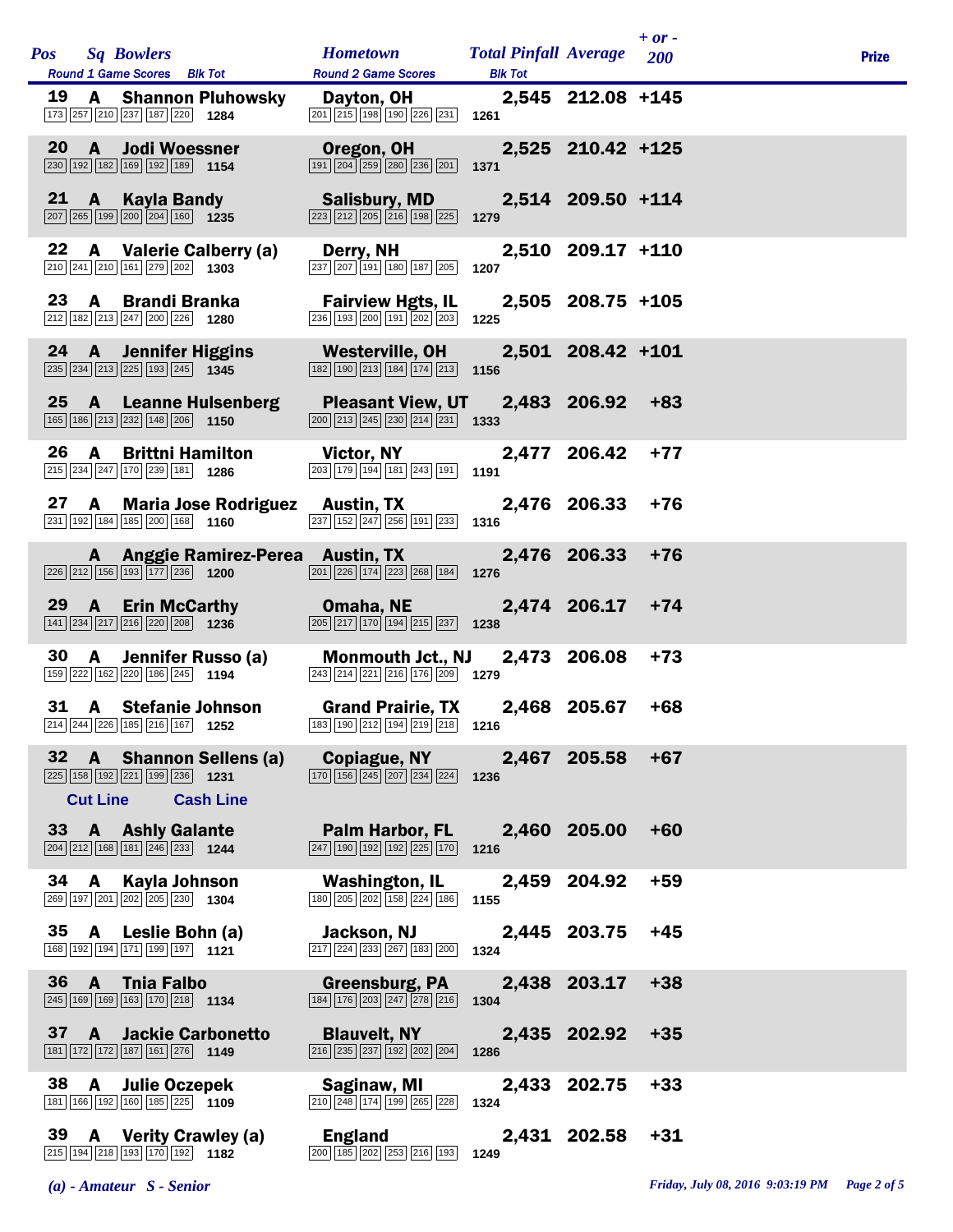| Pos | Sq | Bowlers | Round 1 Game Scores | Blk Tot | Hometown | Round 2 Game Scores | Blk Tot | Total Pinfall | Average | + or - 200 | Prize |
|---|---|---|---|---|---|---|---|---|---|---|---|
| 19 | A | Shannon Pluhowsky | 173 257 210 237 187 220 | 1284 | Dayton, OH | 201 215 198 190 226 231 | 1261 | 2,545 | 212.08 | +145 | |
| 20 | A | Jodi Woessner | 230 192 182 169 192 189 | 1154 | Oregon, OH | 191 204 259 280 236 201 | 1371 | 2,525 | 210.42 | +125 | |
| 21 | A | Kayla Bandy | 207 265 199 200 204 160 | 1235 | Salisbury, MD | 223 212 205 216 198 225 | 1279 | 2,514 | 209.50 | +114 | |
| 22 | A | Valerie Calberry (a) | 210 241 210 161 279 202 | 1303 | Derry, NH | 237 207 191 180 187 205 | 1207 | 2,510 | 209.17 | +110 | |
| 23 | A | Brandi Branka | 212 182 213 247 200 226 | 1280 | Fairview Hgts, IL | 236 193 200 191 202 203 | 1225 | 2,505 | 208.75 | +105 | |
| 24 | A | Jennifer Higgins | 235 234 213 225 193 245 | 1345 | Westerville, OH | 182 190 213 184 174 213 | 1156 | 2,501 | 208.42 | +101 | |
| 25 | A | Leanne Hulsenberg | 165 186 213 232 148 206 | 1150 | Pleasant View, UT | 200 213 245 230 214 231 | 1333 | 2,483 | 206.92 | +83 | |
| 26 | A | Brittni Hamilton | 215 234 247 170 239 181 | 1286 | Victor, NY | 203 179 194 181 243 191 | 1191 | 2,477 | 206.42 | +77 | |
| 27 | A | Maria Jose Rodriguez | 231 192 184 185 200 168 | 1160 | Austin, TX | 237 152 247 256 191 233 | 1316 | 2,476 | 206.33 | +76 | |
| | A | Anggie Ramirez-Perea | 226 212 156 193 177 236 | 1200 | Austin, TX | 201 226 174 223 268 184 | 1276 | 2,476 | 206.33 | +76 | |
| 29 | A | Erin McCarthy | 141 234 217 216 220 208 | 1236 | Omaha, NE | 205 217 170 194 215 237 | 1238 | 2,474 | 206.17 | +74 | |
| 30 | A | Jennifer Russo (a) | 159 222 162 220 186 245 | 1194 | Monmouth Jct., NJ | 243 214 221 216 176 209 | 1279 | 2,473 | 206.08 | +73 | |
| 31 | A | Stefanie Johnson | 214 244 226 185 216 167 | 1252 | Grand Prairie, TX | 183 190 212 194 219 218 | 1216 | 2,468 | 205.67 | +68 | |
| 32 | A | Shannon Sellens (a) | 225 158 192 221 199 236 | 1231 | Copiague, NY | 170 156 245 207 234 224 | 1236 | 2,467 | 205.58 | +67 | |
| | | Cut Line | | | Cash Line | | | | | | |
| 33 | A | Ashly Galante | 204 212 168 181 246 233 | 1244 | Palm Harbor, FL | 247 190 192 192 225 170 | 1216 | 2,460 | 205.00 | +60 | |
| 34 | A | Kayla Johnson | 269 197 201 202 205 230 | 1304 | Washington, IL | 180 205 202 158 224 186 | 1155 | 2,459 | 204.92 | +59 | |
| 35 | A | Leslie Bohn (a) | 168 192 194 171 199 197 | 1121 | Jackson, NJ | 217 224 233 267 183 200 | 1324 | 2,445 | 203.75 | +45 | |
| 36 | A | Tnia Falbo | 245 169 169 163 170 218 | 1134 | Greensburg, PA | 184 176 203 247 278 216 | 1304 | 2,438 | 203.17 | +38 | |
| 37 | A | Jackie Carbonetto | 181 172 172 187 161 276 | 1149 | Blauvelt, NY | 216 235 237 192 202 204 | 1286 | 2,435 | 202.92 | +35 | |
| 38 | A | Julie Oczepek | 181 166 192 160 185 225 | 1109 | Saginaw, MI | 210 248 174 199 265 228 | 1324 | 2,433 | 202.75 | +33 | |
| 39 | A | Verity Crawley (a) | 215 194 218 193 170 192 | 1182 | England | 200 185 202 253 216 193 | 1249 | 2,431 | 202.58 | +31 | |

*(a) - Amateur S - Senior*

*Friday, July 08, 2016 9:03:19 PM*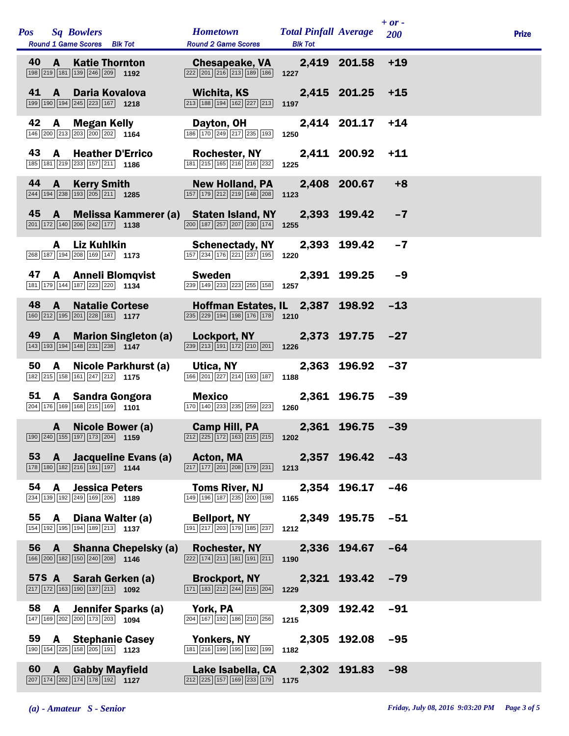| Pos | Sq | Bowlers | Round 1 Game Scores | Blk Tot | Hometown | Round 2 Game Scores | Blk Tot | Total Pinfall | Average | + or - 200 | Prize |
|---|---|---|---|---|---|---|---|---|---|---|---|
| 40 | A | Katie Thornton | 198 219 181 139 246 209 | 1192 | Chesapeake, VA | 222 201 216 213 189 186 | 1227 | 2,419 | 201.58 | +19 | |
| 41 | A | Daria Kovalova | 199 190 194 245 223 167 | 1218 | Wichita, KS | 213 188 194 162 227 213 | 1197 | 2,415 | 201.25 | +15 | |
| 42 | A | Megan Kelly | 146 200 213 203 200 202 | 1164 | Dayton, OH | 186 170 249 217 235 193 | 1250 | 2,414 | 201.17 | +14 | |
| 43 | A | Heather D'Errico | 185 181 219 233 157 211 | 1186 | Rochester, NY | 181 215 165 216 216 232 | 1225 | 2,411 | 200.92 | +11 | |
| 44 | A | Kerry Smith | 244 194 238 193 205 211 | 1285 | New Holland, PA | 157 179 212 219 148 208 | 1123 | 2,408 | 200.67 | +8 | |
| 45 | A | Melissa Kammerer (a) | 201 172 140 206 242 177 | 1138 | Staten Island, NY | 200 187 257 207 230 174 | 1255 | 2,393 | 199.42 | -7 | |
| | A | Liz Kuhlkin | 268 187 194 208 169 147 | 1173 | Schenectady, NY | 157 234 176 221 237 195 | 1220 | 2,393 | 199.42 | -7 | |
| 47 | A | Anneli Blomqvist | 181 179 144 187 223 220 | 1134 | Sweden | 239 149 233 223 255 158 | 1257 | 2,391 | 199.25 | -9 | |
| 48 | A | Natalie Cortese | 160 212 195 201 228 181 | 1177 | Hoffman Estates, IL | 235 229 194 198 176 178 | 1210 | 2,387 | 198.92 | -13 | |
| 49 | A | Marion Singleton (a) | 143 193 194 148 231 238 | 1147 | Lockport, NY | 239 213 191 172 210 201 | 1226 | 2,373 | 197.75 | -27 | |
| 50 | A | Nicole Parkhurst (a) | 182 215 158 161 247 212 | 1175 | Utica, NY | 166 201 227 214 193 187 | 1188 | 2,363 | 196.92 | -37 | |
| 51 | A | Sandra Gongora | 204 176 169 168 215 169 | 1101 | Mexico | 170 140 233 235 259 223 | 1260 | 2,361 | 196.75 | -39 | |
| | A | Nicole Bower (a) | 190 240 155 197 173 204 | 1159 | Camp Hill, PA | 212 225 172 163 215 215 | 1202 | 2,361 | 196.75 | -39 | |
| 53 | A | Jacqueline Evans (a) | 178 180 182 216 191 197 | 1144 | Acton, MA | 217 177 201 208 179 231 | 1213 | 2,357 | 196.42 | -43 | |
| 54 | A | Jessica Peters | 234 139 192 249 169 206 | 1189 | Toms River, NJ | 149 196 187 235 200 198 | 1165 | 2,354 | 196.17 | -46 | |
| 55 | A | Diana Walter (a) | 154 192 195 194 189 213 | 1137 | Bellport, NY | 191 217 203 179 185 237 | 1212 | 2,349 | 195.75 | -51 | |
| 56 | A | Shanna Chepelsky (a) | 166 200 182 150 240 208 | 1146 | Rochester, NY | 222 174 211 181 191 211 | 1190 | 2,336 | 194.67 | -64 | |
| 57S | A | Sarah Gerken (a) | 217 172 163 190 137 213 | 1092 | Brockport, NY | 171 183 212 244 215 204 | 1229 | 2,321 | 193.42 | -79 | |
| 58 | A | Jennifer Sparks (a) | 147 169 202 200 173 203 | 1094 | York, PA | 204 167 192 186 210 256 | 1215 | 2,309 | 192.42 | -91 | |
| 59 | A | Stephanie Casey | 190 154 225 158 205 191 | 1123 | Yonkers, NY | 181 216 199 195 192 199 | 1182 | 2,305 | 192.08 | -95 | |
| 60 | A | Gabby Mayfield | 207 174 202 174 178 192 | 1127 | Lake Isabella, CA | 212 225 157 169 233 179 | 1175 | 2,302 | 191.83 | -98 | |

*(a) - Amateur S - Senior*

*Friday, July 08, 2016 9:03:20 PM*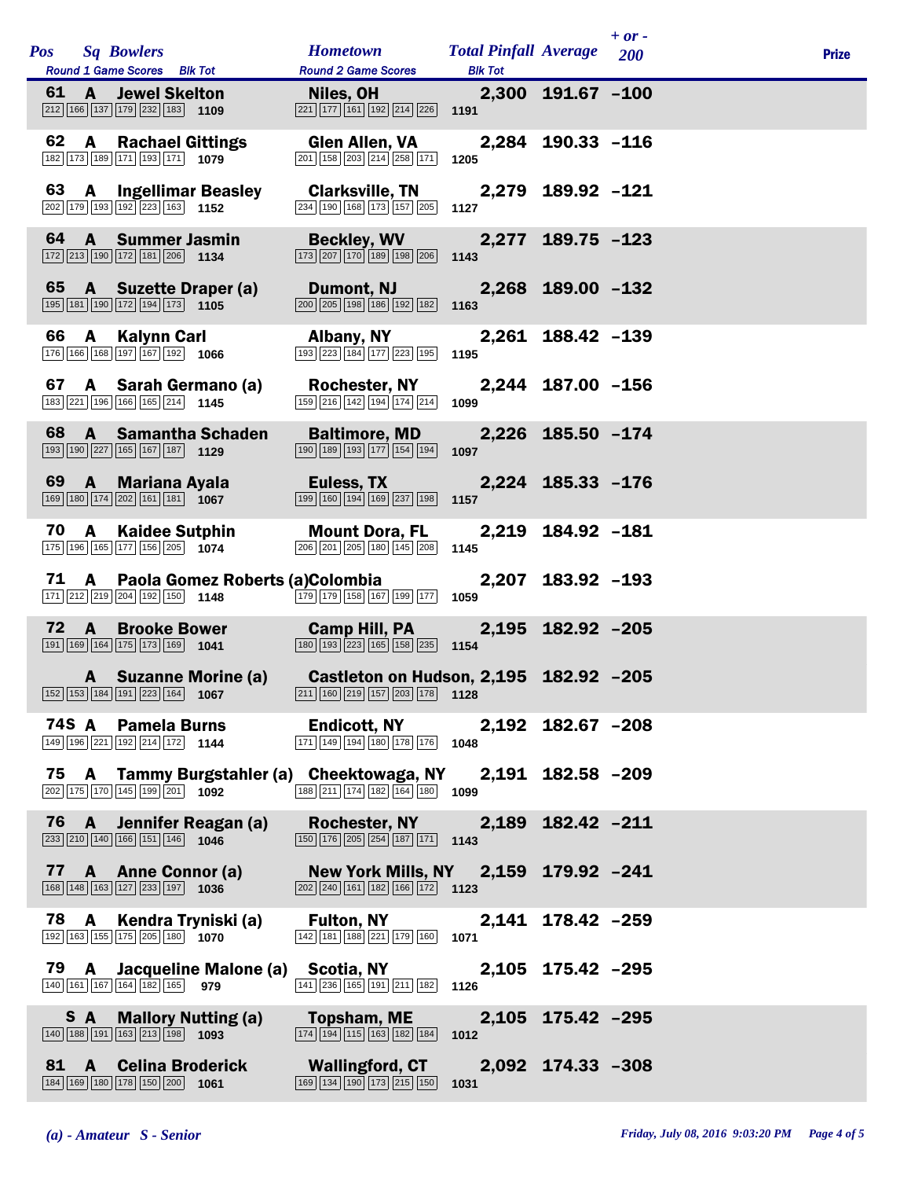| Pos | Sq | Bowlers | Round 1 Game Scores | Blk Tot | Hometown | Round 2 Game Scores | Blk Tot | Total Pinfall | Average | + or - 200 | Prize |
|---|---|---|---|---|---|---|---|---|---|---|---|
| 61 | A | Jewel Skelton | 212 166 137 179 232 183 | 1109 | Niles, OH | 221 177 161 192 214 226 | 1191 | 2,300 | 191.67 | -100 | |
| 62 | A | Rachael Gittings | 182 173 189 171 193 171 | 1079 | Glen Allen, VA | 201 158 203 214 258 171 | 1205 | 2,284 | 190.33 | -116 | |
| 63 | A | Ingellimar Beasley | 202 179 193 192 223 163 | 1152 | Clarksville, TN | 234 190 168 173 157 205 | 1127 | 2,279 | 189.92 | -121 | |
| 64 | A | Summer Jasmin | 172 213 190 172 181 206 | 1134 | Beckley, WV | 173 207 170 189 198 206 | 1143 | 2,277 | 189.75 | -123 | |
| 65 | A | Suzette Draper (a) | 195 181 190 172 194 173 | 1105 | Dumont, NJ | 200 205 198 186 192 182 | 1163 | 2,268 | 189.00 | -132 | |
| 66 | A | Kalynn Carl | 176 166 168 197 167 192 | 1066 | Albany, NY | 193 223 184 177 223 195 | 1195 | 2,261 | 188.42 | -139 | |
| 67 | A | Sarah Germano (a) | 183 221 196 166 165 214 | 1145 | Rochester, NY | 159 216 142 194 174 214 | 1099 | 2,244 | 187.00 | -156 | |
| 68 | A | Samantha Schaden | 193 190 227 165 167 187 | 1129 | Baltimore, MD | 190 189 193 177 154 194 | 1097 | 2,226 | 185.50 | -174 | |
| 69 | A | Mariana Ayala | 169 180 174 202 161 181 | 1067 | Euless, TX | 199 160 194 169 237 198 | 1157 | 2,224 | 185.33 | -176 | |
| 70 | A | Kaidee Sutphin | 175 196 165 177 156 205 | 1074 | Mount Dora, FL | 206 201 205 180 145 208 | 1145 | 2,219 | 184.92 | -181 | |
| 71 | A | Paola Gomez Roberts (a) | 171 212 219 204 192 150 | 1148 | Colombia | 179 179 158 167 199 177 | 1059 | 2,207 | 183.92 | -193 | |
| 72 | A | Brooke Bower | 191 169 164 175 173 169 | 1041 | Camp Hill, PA | 180 193 223 165 158 235 | 1154 | 2,195 | 182.92 | -205 | |
| | A | Suzanne Morine (a) | 152 153 184 191 223 164 | 1067 | Castleton on Hudson, | 211 160 219 157 203 178 | 1128 | 2,195 | 182.92 | -205 | |
| 74 | S A | Pamela Burns | 149 196 221 192 214 172 | 1144 | Endicott, NY | 171 149 194 180 178 176 | 1048 | 2,192 | 182.67 | -208 | |
| 75 | A | Tammy Burgstahler (a) | 202 175 170 145 199 201 | 1092 | Cheektowaga, NY | 188 211 174 182 164 180 | 1099 | 2,191 | 182.58 | -209 | |
| 76 | A | Jennifer Reagan (a) | 233 210 140 166 151 146 | 1046 | Rochester, NY | 150 176 205 254 187 171 | 1143 | 2,189 | 182.42 | -211 | |
| 77 | A | Anne Connor (a) | 168 148 163 127 233 197 | 1036 | New York Mills, NY | 202 240 161 182 166 172 | 1123 | 2,159 | 179.92 | -241 | |
| 78 | A | Kendra Tryniski (a) | 192 163 155 175 205 180 | 1070 | Fulton, NY | 142 181 188 221 179 160 | 1071 | 2,141 | 178.42 | -259 | |
| 79 | A | Jacqueline Malone (a) | 140 161 167 164 182 165 | 979 | Scotia, NY | 141 236 165 191 211 182 | 1126 | 2,105 | 175.42 | -295 | |
| | S A | Mallory Nutting (a) | 140 188 191 163 213 198 | 1093 | Topsham, ME | 174 194 115 163 182 184 | 1012 | 2,105 | 175.42 | -295 | |
| 81 | A | Celina Broderick | 184 169 180 178 150 200 | 1061 | Wallingford, CT | 169 134 190 173 215 150 | 1031 | 2,092 | 174.33 | -308 | |

*(a) - Amateur S - Senior*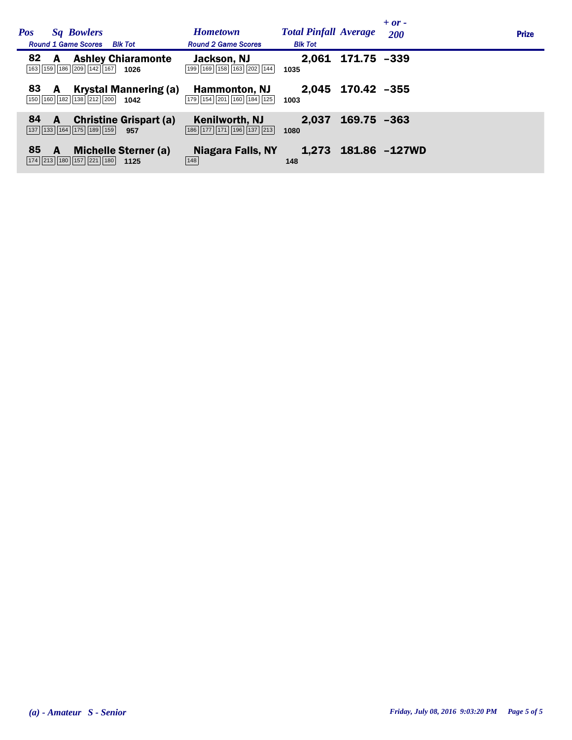| Pos | Sq | Bowlers | Hometown | Total Pinfall | Average | + or - 200 | Prize |
|---|---|---|---|---|---|---|---|
| | | Round 1 Game Scores / Blk Tot | Round 2 Game Scores | Blk Tot | | | |
| 82 | A | Ashley Chiaramonte | Jackson, NJ | 2,061 | 171.75 | -339 | |
| | | 163 159 186 209 142 167 / 1026 | 199 169 158 163 202 144 | 1035 | | | |
| 83 | A | Krystal Mannering (a) | Hammonton, NJ | 2,045 | 170.42 | -355 | |
| | | 150 160 182 138 212 200 / 1042 | 179 154 201 160 184 125 | 1003 | | | |
| 84 | A | Christine Grispart (a) | Kenilworth, NJ | 2,037 | 169.75 | -363 | |
| | | 137 133 164 175 189 159 / 957 | 186 177 171 196 137 213 | 1080 | | | |
| 85 | A | Michelle Sterner (a) | Niagara Falls, NY | 1,273 | 181.86 | -127WD | |
| | | 174 213 180 157 221 180 / 1125 | 148 | 148 | | | |

*(a) - Amateur S - Senior*

*Friday, July 08, 2016 9:03:20 PM*